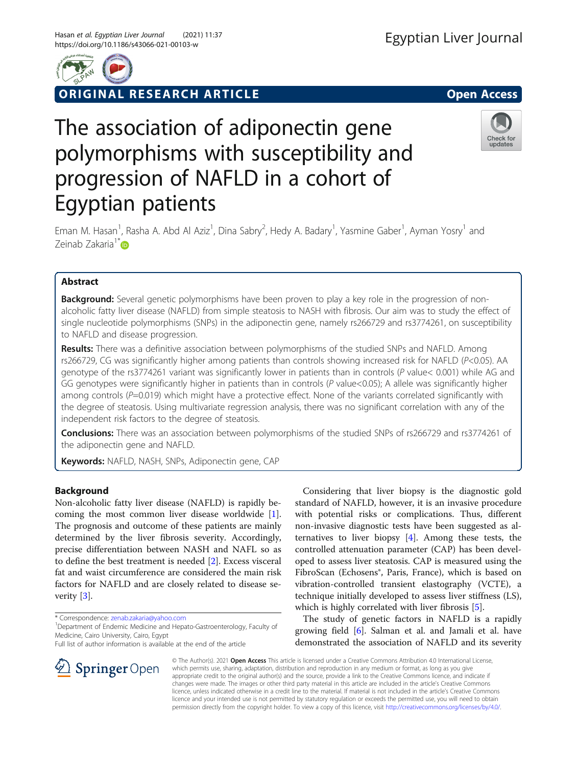ORIGINAL RESEARCH ARTICLE

Open Access

# The association of adiponectin gene polymorphisms with susceptibility and progression of NAFLD in a cohort of Egyptian patients

Eman M. Hasan[1], Rasha A. Abd Al Aziz[1], Dina Sabry[2], Hedy A. Badary[1], Yasmine Gaber[1], Ayman Yosry[1] and Zeinab Zakaria[1*]

## Abstract

**Background:** Several genetic polymorphisms have been proven to play a key role in the progression of non-alcoholic fatty liver disease (NAFLD) from simple steatosis to NASH with fibrosis. Our aim was to study the effect of single nucleotide polymorphisms (SNPs) in the adiponectin gene, namely rs266729 and rs3774261, on susceptibility to NAFLD and disease progression.

**Results:** There was a definitive association between polymorphisms of the studied SNPs and NAFLD. Among rs266729, CG was significantly higher among patients than controls showing increased risk for NAFLD ($P<0.05$). AA genotype of the rs3774261 variant was significantly lower in patients than in controls ($P$ value< 0.001) while AG and GG genotypes were significantly higher in patients than in controls ($P$ value<0.05); A allele was significantly higher among controls ($P=0.019$) which might have a protective effect. None of the variants correlated significantly with the degree of steatosis. Using multivariate regression analysis, there was no significant correlation with any of the independent risk factors to the degree of steatosis.

**Conclusions:** There was an association between polymorphisms of the studied SNPs of rs266729 and rs3774261 of the adiponectin gene and NAFLD.

**Keywords:** NAFLD, NASH, SNPs, Adiponectin gene, CAP

## Background

Non-alcoholic fatty liver disease (NAFLD) is rapidly becoming the most common liver disease worldwide [1]. The prognosis and outcome of these patients are mainly determined by the liver fibrosis severity. Accordingly, precise differentiation between NASH and NAFL so as to define the best treatment is needed [2]. Excess visceral fat and waist circumference are considered the main risk factors for NAFLD and are closely related to disease severity [3].

Considering that liver biopsy is the diagnostic gold standard of NAFLD, however, it is an invasive procedure with potential risks or complications. Thus, different non-invasive diagnostic tests have been suggested as alternatives to liver biopsy [4]. Among these tests, the controlled attenuation parameter (CAP) has been developed to assess liver steatosis. CAP is measured using the FibroScan (Echosens®, Paris, France), which is based on vibration-controlled transient elastography (VCTE), a technique initially developed to assess liver stiffness (LS), which is highly correlated with liver fibrosis [5].

The study of genetic factors in NAFLD is a rapidly growing field [6]. Salman et al. and Jamali et al. have demonstrated the association of NAFLD and its severity

\* Correspondence: zenab.zakaria@yahoo.com
[1]Department of Endemic Medicine and Hepato-Gastroenterology, Faculty of Medicine, Cairo University, Cairo, Egypt
Full list of author information is available at the end of the article

© The Author(s). 2021 **Open Access** This article is licensed under a Creative Commons Attribution 4.0 International License, which permits use, sharing, adaptation, distribution and reproduction in any medium or format, as long as you give appropriate credit to the original author(s) and the source, provide a link to the Creative Commons licence, and indicate if changes were made. The images or other third party material in this article are included in the article's Creative Commons licence, unless indicated otherwise in a credit line to the material. If material is not included in the article's Creative Commons licence and your intended use is not permitted by statutory regulation or exceeds the permitted use, you will need to obtain permission directly from the copyright holder. To view a copy of this licence, visit http://creativecommons.org/licenses/by/4.0/.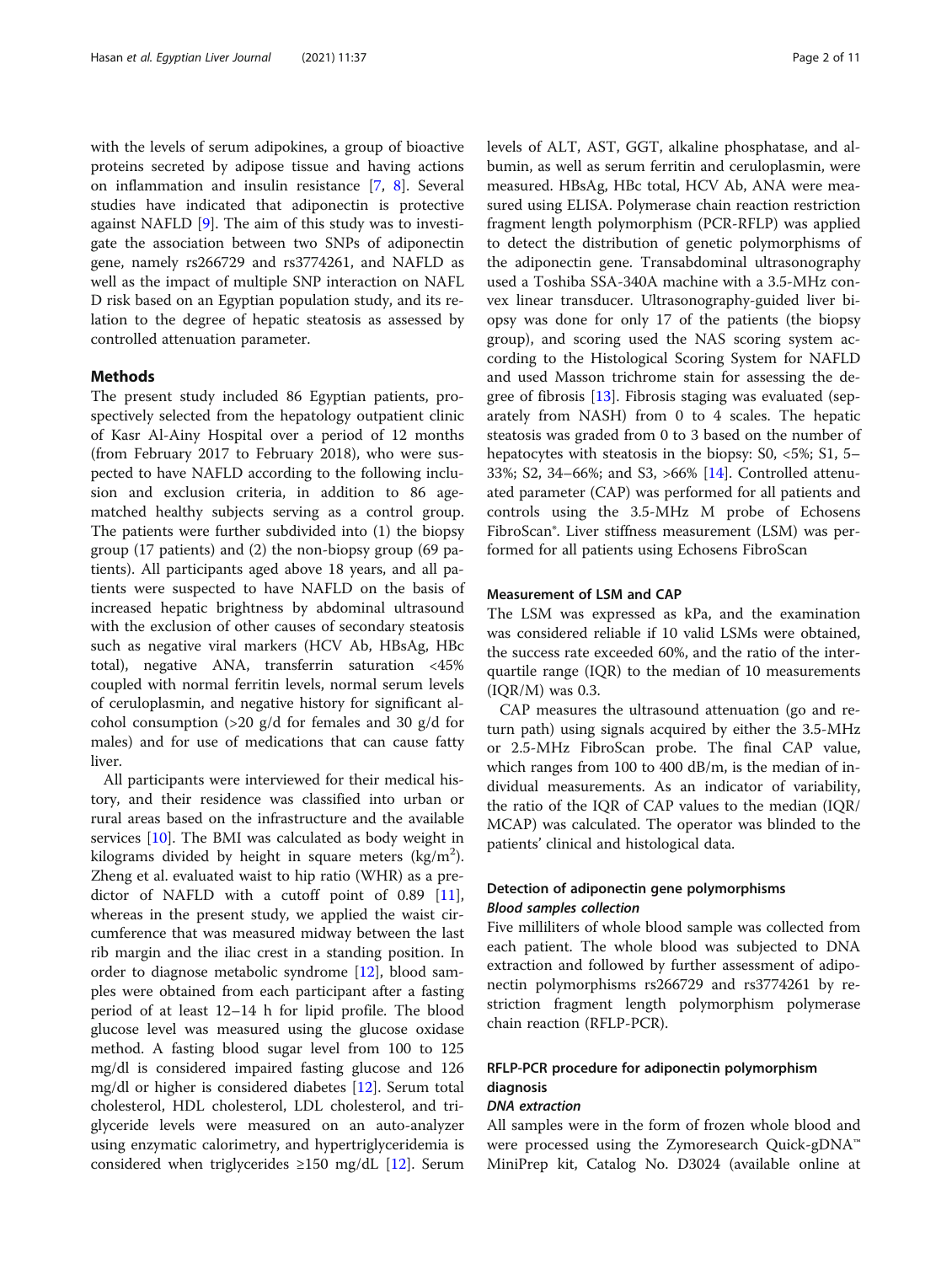with the levels of serum adipokines, a group of bioactive proteins secreted by adipose tissue and having actions on inflammation and insulin resistance [7, 8]. Several studies have indicated that adiponectin is protective against NAFLD [9]. The aim of this study was to investigate the association between two SNPs of adiponectin gene, namely rs266729 and rs3774261, and NAFLD as well as the impact of multiple SNP interaction on NAFLD risk based on an Egyptian population study, and its relation to the degree of hepatic steatosis as assessed by controlled attenuation parameter.

## Methods

The present study included 86 Egyptian patients, prospectively selected from the hepatology outpatient clinic of Kasr Al-Ainy Hospital over a period of 12 months (from February 2017 to February 2018), who were suspected to have NAFLD according to the following inclusion and exclusion criteria, in addition to 86 age-matched healthy subjects serving as a control group. The patients were further subdivided into (1) the biopsy group (17 patients) and (2) the non-biopsy group (69 patients). All participants aged above 18 years, and all patients were suspected to have NAFLD on the basis of increased hepatic brightness by abdominal ultrasound with the exclusion of other causes of secondary steatosis such as negative viral markers (HCV Ab, HBsAg, HBc total), negative ANA, transferrin saturation <45% coupled with normal ferritin levels, normal serum levels of ceruloplasmin, and negative history for significant alcohol consumption (>20 g/d for females and 30 g/d for males) and for use of medications that can cause fatty liver.

All participants were interviewed for their medical history, and their residence was classified into urban or rural areas based on the infrastructure and the available services [10]. The BMI was calculated as body weight in kilograms divided by height in square meters ($kg/m^2$). Zheng et al. evaluated waist to hip ratio (WHR) as a predictor of NAFLD with a cutoff point of 0.89 [11], whereas in the present study, we applied the waist circumference that was measured midway between the last rib margin and the iliac crest in a standing position. In order to diagnose metabolic syndrome [12], blood samples were obtained from each participant after a fasting period of at least 12–14 h for lipid profile. The blood glucose level was measured using the glucose oxidase method. A fasting blood sugar level from 100 to 125 mg/dl is considered impaired fasting glucose and 126 mg/dl or higher is considered diabetes [12]. Serum total cholesterol, HDL cholesterol, LDL cholesterol, and triglyceride levels were measured on an auto-analyzer using enzymatic calorimetry, and hypertriglyceridemia is considered when triglycerides ≥150 mg/dL [12]. Serum levels of ALT, AST, GGT, alkaline phosphatase, and albumin, as well as serum ferritin and ceruloplasmin, were measured. HBsAg, HBc total, HCV Ab, ANA were measured using ELISA. Polymerase chain reaction restriction fragment length polymorphism (PCR-RFLP) was applied to detect the distribution of genetic polymorphisms of the adiponectin gene. Transabdominal ultrasonography used a Toshiba SSA-340A machine with a 3.5-MHz convex linear transducer. Ultrasonography-guided liver biopsy was done for only 17 of the patients (the biopsy group), and scoring used the NAS scoring system according to the Histological Scoring System for NAFLD and used Masson trichrome stain for assessing the degree of fibrosis [13]. Fibrosis staging was evaluated (separately from NASH) from 0 to 4 scales. The hepatic steatosis was graded from 0 to 3 based on the number of hepatocytes with steatosis in the biopsy: S0, <5%; S1, 5–33%; S2, 34–66%; and S3, >66% [14]. Controlled attenuated parameter (CAP) was performed for all patients and controls using the 3.5-MHz M probe of Echosens FibroScan®. Liver stiffness measurement (LSM) was performed for all patients using Echosens FibroScan

### Measurement of LSM and CAP

The LSM was expressed as kPa, and the examination was considered reliable if 10 valid LSMs were obtained, the success rate exceeded 60%, and the ratio of the interquartile range (IQR) to the median of 10 measurements (IQR/M) was 0.3.

CAP measures the ultrasound attenuation (go and return path) using signals acquired by either the 3.5-MHz or 2.5-MHz FibroScan probe. The final CAP value, which ranges from 100 to 400 dB/m, is the median of individual measurements. As an indicator of variability, the ratio of the IQR of CAP values to the median (IQR/MCAP) was calculated. The operator was blinded to the patients' clinical and histological data.

### Detection of adiponectin gene polymorphisms

#### *Blood samples collection*

Five milliliters of whole blood sample was collected from each patient. The whole blood was subjected to DNA extraction and followed by further assessment of adiponectin polymorphisms rs266729 and rs3774261 by restriction fragment length polymorphism polymerase chain reaction (RFLP-PCR).

### RFLP-PCR procedure for adiponectin polymorphism diagnosis

#### *DNA extraction*

All samples were in the form of frozen whole blood and were processed using the Zymoresearch Quick-gDNA™ MiniPrep kit, Catalog No. D3024 (available online at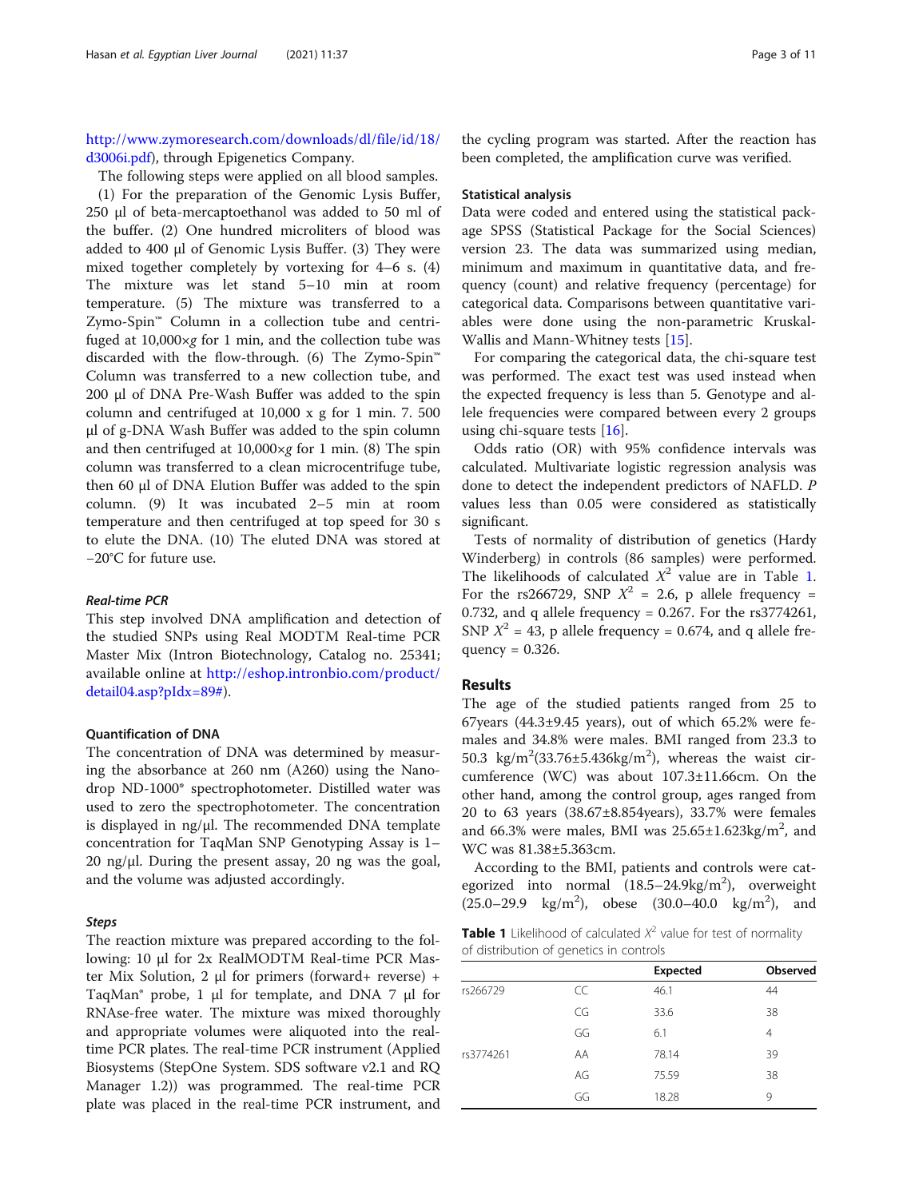http://www.zymoresearch.com/downloads/dl/file/id/18/d3006i.pdf), through Epigenetics Company.

The following steps were applied on all blood samples. (1) For the preparation of the Genomic Lysis Buffer, 250 μl of beta-mercaptoethanol was added to 50 ml of the buffer. (2) One hundred microliters of blood was added to 400 μl of Genomic Lysis Buffer. (3) They were mixed together completely by vortexing for 4–6 s. (4) The mixture was let stand 5–10 min at room temperature. (5) The mixture was transferred to a Zymo-Spin™ Column in a collection tube and centrifuged at 10,000×*g* for 1 min, and the collection tube was discarded with the flow-through. (6) The Zymo-Spin™ Column was transferred to a new collection tube, and 200 μl of DNA Pre-Wash Buffer was added to the spin column and centrifuged at 10,000 x g for 1 min. 7. 500 μl of g-DNA Wash Buffer was added to the spin column and then centrifuged at 10,000×*g* for 1 min. (8) The spin column was transferred to a clean microcentrifuge tube, then 60 μl of DNA Elution Buffer was added to the spin column. (9) It was incubated 2–5 min at room temperature and then centrifuged at top speed for 30 s to elute the DNA. (10) The eluted DNA was stored at −20°C for future use.

#### *Real-time PCR*

This step involved DNA amplification and detection of the studied SNPs using Real MODTM Real-time PCR Master Mix (Intron Biotechnology, Catalog no. 25341; available online at http://eshop.intronbio.com/product/detail04.asp?pIdx=89#).

### Quantification of DNA

The concentration of DNA was determined by measuring the absorbance at 260 nm (A260) using the Nanodrop ND-1000® spectrophotometer. Distilled water was used to zero the spectrophotometer. The concentration is displayed in ng/μl. The recommended DNA template concentration for TaqMan SNP Genotyping Assay is 1–20 ng/μl. During the present assay, 20 ng was the goal, and the volume was adjusted accordingly.

#### *Steps*

The reaction mixture was prepared according to the following: 10 μl for 2x RealMODTM Real-time PCR Master Mix Solution, 2 μl for primers (forward+ reverse) + TaqMan® probe, 1 μl for template, and DNA 7 μl for RNAse-free water. The mixture was mixed thoroughly and appropriate volumes were aliquoted into the real-time PCR plates. The real-time PCR instrument (Applied Biosystems (StepOne System. SDS software v2.1 and RQ Manager 1.2)) was programmed. The real-time PCR plate was placed in the real-time PCR instrument, and the cycling program was started. After the reaction has been completed, the amplification curve was verified.

### Statistical analysis

Data were coded and entered using the statistical package SPSS (Statistical Package for the Social Sciences) version 23. The data was summarized using median, minimum and maximum in quantitative data, and frequency (count) and relative frequency (percentage) for categorical data. Comparisons between quantitative variables were done using the non-parametric Kruskal-Wallis and Mann-Whitney tests [15].

For comparing the categorical data, the chi-square test was performed. The exact test was used instead when the expected frequency is less than 5. Genotype and allele frequencies were compared between every 2 groups using chi-square tests [16].

Odds ratio (OR) with 95% confidence intervals was calculated. Multivariate logistic regression analysis was done to detect the independent predictors of NAFLD. P values less than 0.05 were considered as statistically significant.

Tests of normality of distribution of genetics (Hardy Winderberg) in controls (86 samples) were performed. The likelihoods of calculated $X^2$ value are in Table 1. For the rs266729, SNP $X^2$ = 2.6, p allele frequency = 0.732, and q allele frequency = 0.267. For the rs3774261, SNP $X^2$ = 43, p allele frequency = 0.674, and q allele frequency = 0.326.

## Results

The age of the studied patients ranged from 25 to 67years (44.3±9.45 years), out of which 65.2% were females and 34.8% were males. BMI ranged from 23.3 to 50.3 kg/m$^2$(33.76±5.436kg/m$^2$), whereas the waist circumference (WC) was about 107.3±11.66cm. On the other hand, among the control group, ages ranged from 20 to 63 years (38.67±8.854years), 33.7% were females and 66.3% were males, BMI was 25.65±1.623kg/m$^2$, and WC was 81.38±5.363cm.

According to the BMI, patients and controls were categorized into normal (18.5–24.9kg/m$^2$), overweight (25.0–29.9 kg/m$^2$), obese (30.0–40.0 kg/m$^2$), and

**Table 1** Likelihood of calculated $X^2$ value for test of normality of distribution of genetics in controls

| | | Expected | Observed |
|---|---|---|---|
| rs266729 | CC | 46.1 | 44 |
| | CG | 33.6 | 38 |
| | GG | 6.1 | 4 |
| rs3774261 | AA | 78.14 | 39 |
| | AG | 75.59 | 38 |
| | GG | 18.28 | 9 |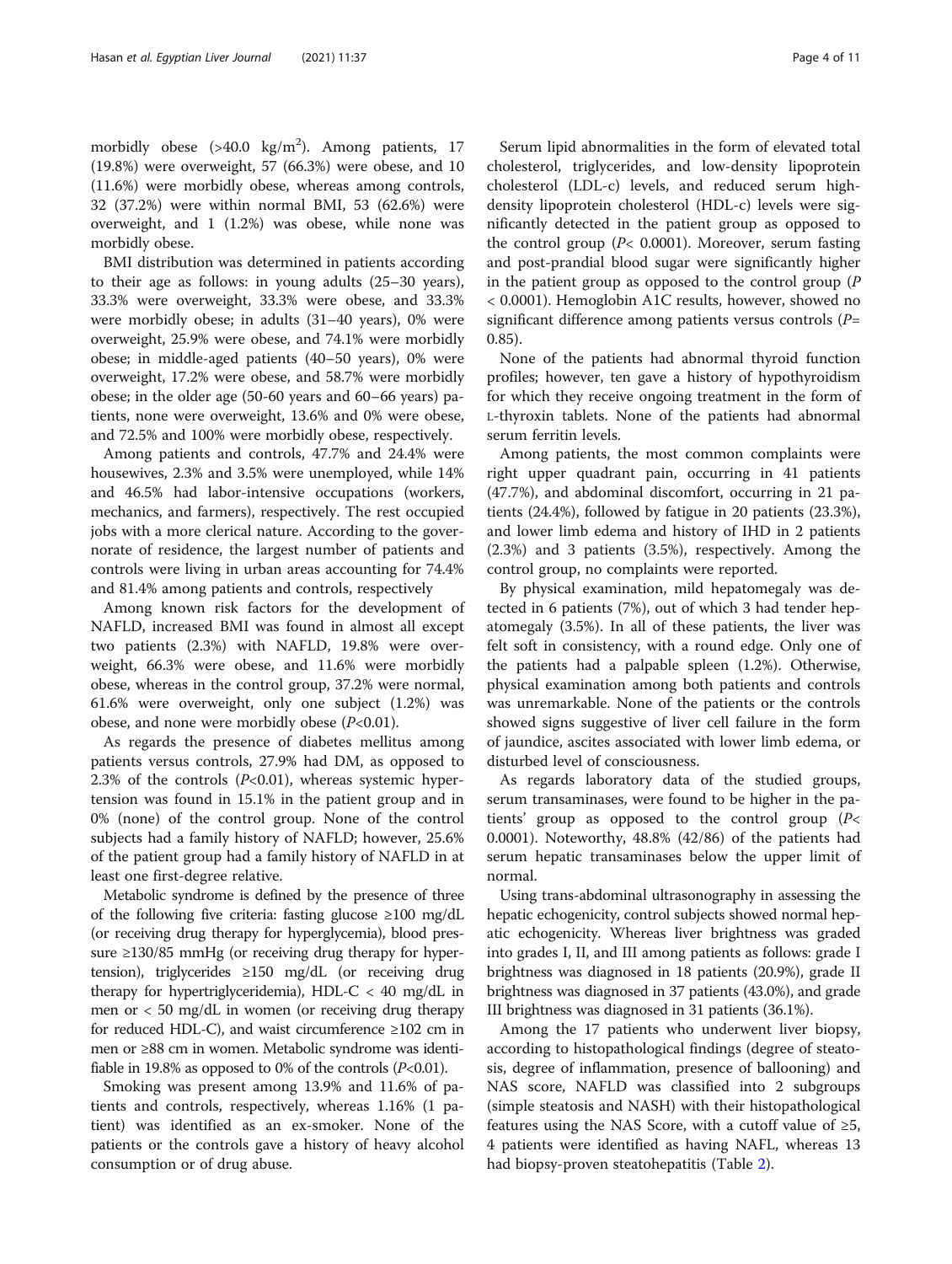morbidly obese (>40.0 kg/m$^2$). Among patients, 17 (19.8%) were overweight, 57 (66.3%) were obese, and 10 (11.6%) were morbidly obese, whereas among controls, 32 (37.2%) were within normal BMI, 53 (62.6%) were overweight, and 1 (1.2%) was obese, while none was morbidly obese.

BMI distribution was determined in patients according to their age as follows: in young adults (25–30 years), 33.3% were overweight, 33.3% were obese, and 33.3% were morbidly obese; in adults (31–40 years), 0% were overweight, 25.9% were obese, and 74.1% were morbidly obese; in middle-aged patients (40–50 years), 0% were overweight, 17.2% were obese, and 58.7% were morbidly obese; in the older age (50-60 years and 60–66 years) patients, none were overweight, 13.6% and 0% were obese, and 72.5% and 100% were morbidly obese, respectively.

Among patients and controls, 47.7% and 24.4% were housewives, 2.3% and 3.5% were unemployed, while 14% and 46.5% had labor-intensive occupations (workers, mechanics, and farmers), respectively. The rest occupied jobs with a more clerical nature. According to the governorate of residence, the largest number of patients and controls were living in urban areas accounting for 74.4% and 81.4% among patients and controls, respectively

Among known risk factors for the development of NAFLD, increased BMI was found in almost all except two patients (2.3%) with NAFLD, 19.8% were overweight, 66.3% were obese, and 11.6% were morbidly obese, whereas in the control group, 37.2% were normal, 61.6% were overweight, only one subject (1.2%) was obese, and none were morbidly obese ($P<0.01$).

As regards the presence of diabetes mellitus among patients versus controls, 27.9% had DM, as opposed to 2.3% of the controls ($P<0.01$), whereas systemic hypertension was found in 15.1% in the patient group and in 0% (none) of the control group. None of the control subjects had a family history of NAFLD; however, 25.6% of the patient group had a family history of NAFLD in at least one first-degree relative.

Metabolic syndrome is defined by the presence of three of the following five criteria: fasting glucose ≥100 mg/dL (or receiving drug therapy for hyperglycemia), blood pressure ≥130/85 mmHg (or receiving drug therapy for hypertension), triglycerides ≥150 mg/dL (or receiving drug therapy for hypertriglyceridemia), HDL-C < 40 mg/dL in men or < 50 mg/dL in women (or receiving drug therapy for reduced HDL-C), and waist circumference ≥102 cm in men or ≥88 cm in women. Metabolic syndrome was identifiable in 19.8% as opposed to 0% of the controls ($P<0.01$).

Smoking was present among 13.9% and 11.6% of patients and controls, respectively, whereas 1.16% (1 patient) was identified as an ex-smoker. None of the patients or the controls gave a history of heavy alcohol consumption or of drug abuse.

Serum lipid abnormalities in the form of elevated total cholesterol, triglycerides, and low-density lipoprotein cholesterol (LDL-c) levels, and reduced serum high-density lipoprotein cholesterol (HDL-c) levels were significantly detected in the patient group as opposed to the control group ($P< 0.0001$). Moreover, serum fasting and post-prandial blood sugar were significantly higher in the patient group as opposed to the control group ($P < 0.0001$). Hemoglobin A1C results, however, showed no significant difference among patients versus controls ($P= 0.85$).

None of the patients had abnormal thyroid function profiles; however, ten gave a history of hypothyroidism for which they receive ongoing treatment in the form of L-thyroxin tablets. None of the patients had abnormal serum ferritin levels.

Among patients, the most common complaints were right upper quadrant pain, occurring in 41 patients (47.7%), and abdominal discomfort, occurring in 21 patients (24.4%), followed by fatigue in 20 patients (23.3%), and lower limb edema and history of IHD in 2 patients (2.3%) and 3 patients (3.5%), respectively. Among the control group, no complaints were reported.

By physical examination, mild hepatomegaly was detected in 6 patients (7%), out of which 3 had tender hepatomegaly (3.5%). In all of these patients, the liver was felt soft in consistency, with a round edge. Only one of the patients had a palpable spleen (1.2%). Otherwise, physical examination among both patients and controls was unremarkable. None of the patients or the controls showed signs suggestive of liver cell failure in the form of jaundice, ascites associated with lower limb edema, or disturbed level of consciousness.

As regards laboratory data of the studied groups, serum transaminases, were found to be higher in the patients' group as opposed to the control group ($P< 0.0001$). Noteworthy, 48.8% (42/86) of the patients had serum hepatic transaminases below the upper limit of normal.

Using trans-abdominal ultrasonography in assessing the hepatic echogenicity, control subjects showed normal hepatic echogenicity. Whereas liver brightness was graded into grades I, II, and III among patients as follows: grade I brightness was diagnosed in 18 patients (20.9%), grade II brightness was diagnosed in 37 patients (43.0%), and grade III brightness was diagnosed in 31 patients (36.1%).

Among the 17 patients who underwent liver biopsy, according to histopathological findings (degree of steatosis, degree of inflammation, presence of ballooning) and NAS score, NAFLD was classified into 2 subgroups (simple steatosis and NASH) with their histopathological features using the NAS Score, with a cutoff value of ≥5, 4 patients were identified as having NAFL, whereas 13 had biopsy-proven steatohepatitis (Table 2).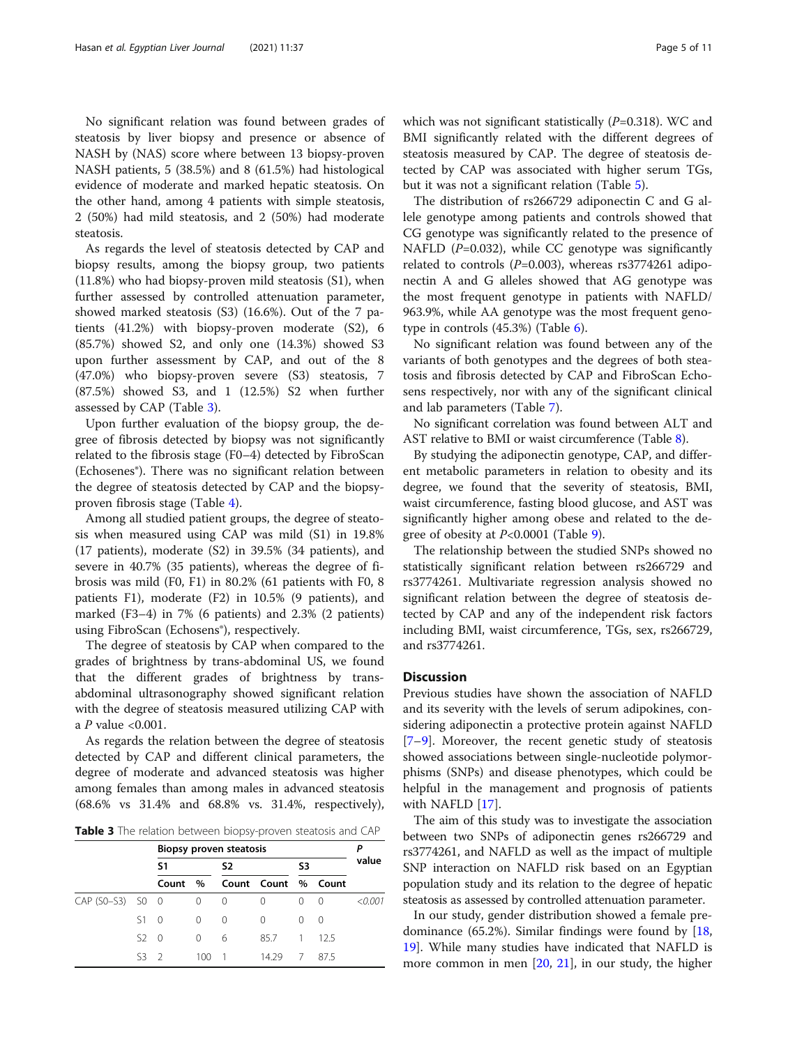No significant relation was found between grades of steatosis by liver biopsy and presence or absence of NASH by (NAS) score where between 13 biopsy-proven NASH patients, 5 (38.5%) and 8 (61.5%) had histological evidence of moderate and marked hepatic steatosis. On the other hand, among 4 patients with simple steatosis, 2 (50%) had mild steatosis, and 2 (50%) had moderate steatosis.

As regards the level of steatosis detected by CAP and biopsy results, among the biopsy group, two patients (11.8%) who had biopsy-proven mild steatosis (S1), when further assessed by controlled attenuation parameter, showed marked steatosis (S3) (16.6%). Out of the 7 patients (41.2%) with biopsy-proven moderate (S2), 6 (85.7%) showed S2, and only one (14.3%) showed S3 upon further assessment by CAP, and out of the 8 (47.0%) who biopsy-proven severe (S3) steatosis, 7 (87.5%) showed S3, and 1 (12.5%) S2 when further assessed by CAP (Table 3).

Upon further evaluation of the biopsy group, the degree of fibrosis detected by biopsy was not significantly related to the fibrosis stage (F0–4) detected by FibroScan (Echosenes®). There was no significant relation between the degree of steatosis detected by CAP and the biopsy-proven fibrosis stage (Table 4).

Among all studied patient groups, the degree of steatosis when measured using CAP was mild (S1) in 19.8% (17 patients), moderate (S2) in 39.5% (34 patients), and severe in 40.7% (35 patients), whereas the degree of fibrosis was mild (F0, F1) in 80.2% (61 patients with F0, 8 patients F1), moderate (F2) in 10.5% (9 patients), and marked (F3–4) in 7% (6 patients) and 2.3% (2 patients) using FibroScan (Echosens®), respectively.

The degree of steatosis by CAP when compared to the grades of brightness by trans-abdominal US, we found that the different grades of brightness by trans-abdominal ultrasonography showed significant relation with the degree of steatosis measured utilizing CAP with a *P* value <0.001.

As regards the relation between the degree of steatosis detected by CAP and different clinical parameters, the degree of moderate and advanced steatosis was higher among females than among males in advanced steatosis (68.6% vs 31.4% and 68.8% vs. 31.4%, respectively),

**Table 3** The relation between biopsy-proven steatosis and CAP

| | | Biopsy proven steatosis | | | | | | P value |
|---|---|---|---|---|---|---|---|---|
| | | S1 | | S2 | | S3 | | |
| | | Count | % | Count | Count | % | Count | |
| CAP (S0–S3) | S0 | 0 | 0 | 0 | 0 | 0 | 0 | <0.001 |
| | S1 | 0 | 0 | 0 | 0 | 0 | 0 | |
| | S2 | 0 | 0 | 6 | 85.7 | 1 | 12.5 | |
| | S3 | 2 | 100 | 1 | 14.29 | 7 | 87.5 | |

which was not significant statistically (*P*=0.318). WC and BMI significantly related with the different degrees of steatosis measured by CAP. The degree of steatosis detected by CAP was associated with higher serum TGs, but it was not a significant relation (Table 5).

The distribution of rs266729 adiponectin C and G allele genotype among patients and controls showed that CG genotype was significantly related to the presence of NAFLD (*P*=0.032), while CC genotype was significantly related to controls (*P*=0.003), whereas rs3774261 adiponectin A and G alleles showed that AG genotype was the most frequent genotype in patients with NAFLD/963.9%, while AA genotype was the most frequent genotype in controls (45.3%) (Table 6).

No significant relation was found between any of the variants of both genotypes and the degrees of both steatosis and fibrosis detected by CAP and FibroScan Echosens respectively, nor with any of the significant clinical and lab parameters (Table 7).

No significant correlation was found between ALT and AST relative to BMI or waist circumference (Table 8).

By studying the adiponectin genotype, CAP, and different metabolic parameters in relation to obesity and its degree, we found that the severity of steatosis, BMI, waist circumference, fasting blood glucose, and AST was significantly higher among obese and related to the degree of obesity at *P*<0.0001 (Table 9).

The relationship between the studied SNPs showed no statistically significant relation between rs266729 and rs3774261. Multivariate regression analysis showed no significant relation between the degree of steatosis detected by CAP and any of the independent risk factors including BMI, waist circumference, TGs, sex, rs266729, and rs3774261.

## Discussion

Previous studies have shown the association of NAFLD and its severity with the levels of serum adipokines, considering adiponectin a protective protein against NAFLD [7–9]. Moreover, the recent genetic study of steatosis showed associations between single-nucleotide polymorphisms (SNPs) and disease phenotypes, which could be helpful in the management and prognosis of patients with NAFLD [17].

The aim of this study was to investigate the association between two SNPs of adiponectin genes rs266729 and rs3774261, and NAFLD as well as the impact of multiple SNP interaction on NAFLD risk based on an Egyptian population study and its relation to the degree of hepatic steatosis as assessed by controlled attenuation parameter.

In our study, gender distribution showed a female predominance (65.2%). Similar findings were found by [18, 19]. While many studies have indicated that NAFLD is more common in men [20, 21], in our study, the higher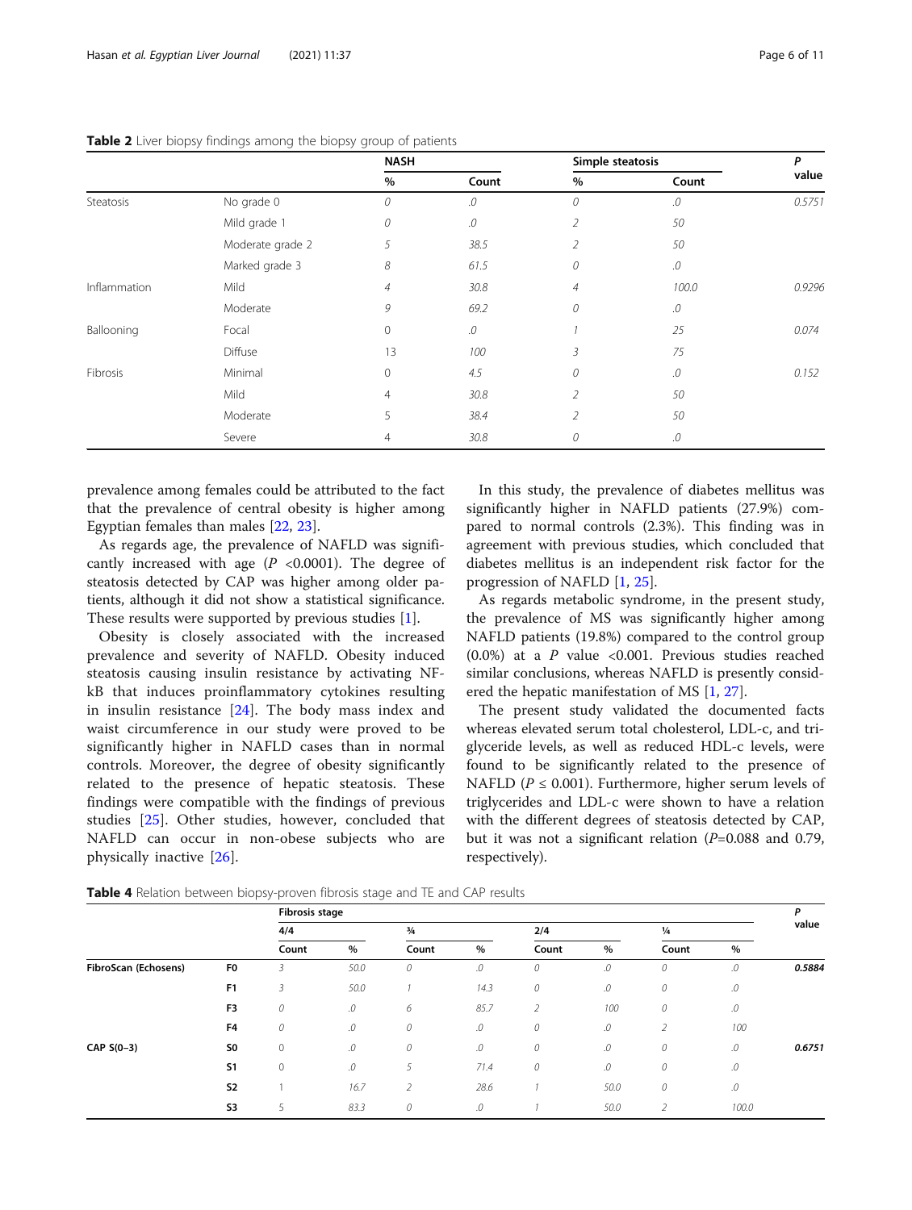**Table 2** Liver biopsy findings among the biopsy group of patients

| | | NASH | | Simple steatosis | | P value |
|---|---|---|---|---|---|---|
| | | % | Count | % | Count | |
| Steatosis | No grade 0 | 0 | .0 | 0 | .0 | 0.5751 |
| | Mild grade 1 | 0 | .0 | 2 | 50 | |
| | Moderate grade 2 | 5 | 38.5 | 2 | 50 | |
| | Marked grade 3 | 8 | 61.5 | 0 | .0 | |
| Inflammation | Mild | 4 | 30.8 | 4 | 100.0 | 0.9296 |
| | Moderate | 9 | 69.2 | 0 | .0 | |
| Ballooning | Focal | 0 | .0 | 1 | 25 | 0.074 |
| | Diffuse | 13 | 100 | 3 | 75 | |
| Fibrosis | Minimal | 0 | 4.5 | 0 | .0 | 0.152 |
| | Mild | 4 | 30.8 | 2 | 50 | |
| | Moderate | 5 | 38.4 | 2 | 50 | |
| | Severe | 4 | 30.8 | 0 | .0 | |

prevalence among females could be attributed to the fact that the prevalence of central obesity is higher among Egyptian females than males [22, 23].

As regards age, the prevalence of NAFLD was significantly increased with age ($P$ <0.0001). The degree of steatosis detected by CAP was higher among older patients, although it did not show a statistical significance. These results were supported by previous studies [1].

Obesity is closely associated with the increased prevalence and severity of NAFLD. Obesity induced steatosis causing insulin resistance by activating NF-kB that induces proinflammatory cytokines resulting in insulin resistance [24]. The body mass index and waist circumference in our study were proved to be significantly higher in NAFLD cases than in normal controls. Moreover, the degree of obesity significantly related to the presence of hepatic steatosis. These findings were compatible with the findings of previous studies [25]. Other studies, however, concluded that NAFLD can occur in non-obese subjects who are physically inactive [26].

In this study, the prevalence of diabetes mellitus was significantly higher in NAFLD patients (27.9%) compared to normal controls (2.3%). This finding was in agreement with previous studies, which concluded that diabetes mellitus is an independent risk factor for the progression of NAFLD [1, 25].

As regards metabolic syndrome, in the present study, the prevalence of MS was significantly higher among NAFLD patients (19.8%) compared to the control group (0.0%) at a $P$ value <0.001. Previous studies reached similar conclusions, whereas NAFLD is presently considered the hepatic manifestation of MS [1, 27].

The present study validated the documented facts whereas elevated serum total cholesterol, LDL-c, and triglyceride levels, as well as reduced HDL-c levels, were found to be significantly related to the presence of NAFLD ($P \leq 0.001$). Furthermore, higher serum levels of triglycerides and LDL-c were shown to have a relation with the different degrees of steatosis detected by CAP, but it was not a significant relation ($P$=0.088 and 0.79, respectively).

**Table 4** Relation between biopsy-proven fibrosis stage and TE and CAP results

| | | Fibrosis stage | | | | | | | | P value |
|---|---|---|---|---|---|---|---|---|---|---|
| | | 4/4 | | ¾ | | 2/4 | | ¼ | | |
| | | Count | % | Count | % | Count | % | Count | % | |
| **FibroScan (Echosens)** | **F0** | 3 | 50.0 | 0 | .0 | 0 | .0 | 0 | .0 | **0.5884** |
| | **F1** | 3 | 50.0 | 1 | 14.3 | 0 | .0 | 0 | .0 | |
| | **F3** | 0 | .0 | 6 | 85.7 | 2 | 100 | 0 | .0 | |
| | **F4** | 0 | .0 | 0 | .0 | 0 | .0 | 2 | 100 | |
| **CAP S(0–3)** | **S0** | 0 | .0 | 0 | .0 | 0 | .0 | 0 | .0 | **0.6751** |
| | **S1** | 0 | .0 | 5 | 71.4 | 0 | .0 | 0 | .0 | |
| | **S2** | 1 | 16.7 | 2 | 28.6 | 1 | 50.0 | 0 | .0 | |
| | **S3** | 5 | 83.3 | 0 | .0 | 1 | 50.0 | 2 | 100.0 | |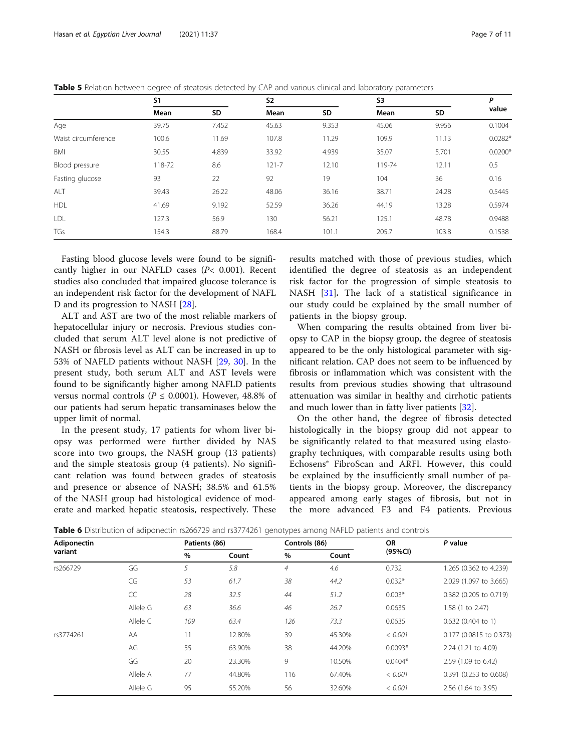**Table 5** Relation between degree of steatosis detected by CAP and various clinical and laboratory parameters

| | S1 | | S2 | | S3 | | P value |
|---|---|---|---|---|---|---|---|
| | Mean | SD | Mean | SD | Mean | SD | |
| Age | 39.75 | 7.452 | 45.63 | 9.353 | 45.06 | 9.956 | 0.1004 |
| Waist circumference | 100.6 | 11.69 | 107.8 | 11.29 | 109.9 | 11.13 | 0.0282* |
| BMI | 30.55 | 4.839 | 33.92 | 4.939 | 35.07 | 5.701 | 0.0200* |
| Blood pressure | 118-72 | 8.6 | 121-7 | 12.10 | 119-74 | 12.11 | 0.5 |
| Fasting glucose | 93 | 22 | 92 | 19 | 104 | 36 | 0.16 |
| ALT | 39.43 | 26.22 | 48.06 | 36.16 | 38.71 | 24.28 | 0.5445 |
| HDL | 41.69 | 9.192 | 52.59 | 36.26 | 44.19 | 13.28 | 0.5974 |
| LDL | 127.3 | 56.9 | 130 | 56.21 | 125.1 | 48.78 | 0.9488 |
| TGs | 154.3 | 88.79 | 168.4 | 101.1 | 205.7 | 103.8 | 0.1538 |

Fasting blood glucose levels were found to be significantly higher in our NAFLD cases ($P < 0.001$). Recent studies also concluded that impaired glucose tolerance is an independent risk factor for the development of NAFLD and its progression to NASH [28].

ALT and AST are two of the most reliable markers of hepatocellular injury or necrosis. Previous studies concluded that serum ALT level alone is not predictive of NASH or fibrosis level as ALT can be increased in up to 53% of NAFLD patients without NASH [29, 30]. In the present study, both serum ALT and AST levels were found to be significantly higher among NAFLD patients versus normal controls ($P \leq 0.0001$). However, 48.8% of our patients had serum hepatic transaminases below the upper limit of normal.

In the present study, 17 patients for whom liver biopsy was performed were further divided by NAS score into two groups, the NASH group (13 patients) and the simple steatosis group (4 patients). No significant relation was found between grades of steatosis and presence or absence of NASH; 38.5% and 61.5% of the NASH group had histological evidence of moderate and marked hepatic steatosis, respectively. These results matched with those of previous studies, which identified the degree of steatosis as an independent risk factor for the progression of simple steatosis to NASH [31]. The lack of a statistical significance in our study could be explained by the small number of patients in the biopsy group.

When comparing the results obtained from liver biopsy to CAP in the biopsy group, the degree of steatosis appeared to be the only histological parameter with significant relation. CAP does not seem to be influenced by fibrosis or inflammation which was consistent with the results from previous studies showing that ultrasound attenuation was similar in healthy and cirrhotic patients and much lower than in fatty liver patients [32].

On the other hand, the degree of fibrosis detected histologically in the biopsy group did not appear to be significantly related to that measured using elastography techniques, with comparable results using both Echosens® FibroScan and ARFI. However, this could be explained by the insufficiently small number of patients in the biopsy group. Moreover, the discrepancy appeared among early stages of fibrosis, but not in the more advanced F3 and F4 patients. Previous

**Table 6** Distribution of adiponectin rs266729 and rs3774261 genotypes among NAFLD patients and controls

| Adiponectin variant | | Patients (86) | | Controls (86) | | OR (95%CI) | P value |
|---|---|---|---|---|---|---|---|
| | | % | Count | % | Count | | |
| rs266729 | GG | 5 | 5.8 | 4 | 4.6 | 0.732 | 1.265 (0.362 to 4.239) |
| | CG | 53 | 61.7 | 38 | 44.2 | 0.032* | 2.029 (1.097 to 3.665) |
| | CC | 28 | 32.5 | 44 | 51.2 | 0.003* | 0.382 (0.205 to 0.719) |
| | Allele G | 63 | 36.6 | 46 | 26.7 | 0.0635 | 1.58 (1 to 2.47) |
| | Allele C | 109 | 63.4 | 126 | 73.3 | 0.0635 | 0.632 (0.404 to 1) |
| rs3774261 | AA | 11 | 12.80% | 39 | 45.30% | < 0.001 | 0.177 (0.0815 to 0.373) |
| | AG | 55 | 63.90% | 38 | 44.20% | 0.0093* | 2.24 (1.21 to 4.09) |
| | GG | 20 | 23.30% | 9 | 10.50% | 0.0404* | 2.59 (1.09 to 6.42) |
| | Allele A | 77 | 44.80% | 116 | 67.40% | < 0.001 | 0.391 (0.253 to 0.608) |
| | Allele G | 95 | 55.20% | 56 | 32.60% | < 0.001 | 2.56 (1.64 to 3.95) |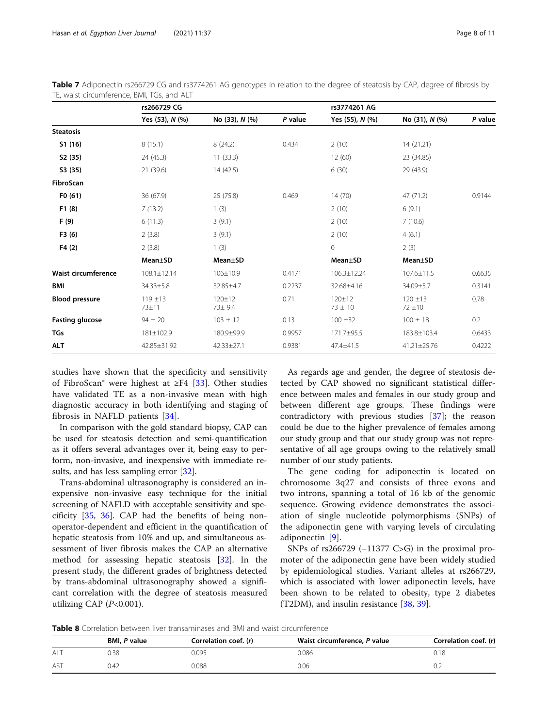**Table 7** Adiponectin rs266729 CG and rs3774261 AG genotypes in relation to the degree of steatosis by CAP, degree of fibrosis by TE, waist circumference, BMI, TGs, and ALT

| | rs266729 CG | | | rs3774261 AG | | |
|---|---|---|---|---|---|---|
| | Yes (53), *N* (%) | No (33), *N* (%) | *P* value | Yes (55), *N* (%) | No (31), *N* (%) | *P* value |
| **Steatosis** | | | | | | |
| S1 (16) | 8 (15.1) | 8 (24.2) | 0.434 | 2 (10) | 14 (21.21) | |
| S2 (35) | 24 (45.3) | 11 (33.3) | | 12 (60) | 23 (34.85) | |
| S3 (35) | 21 (39.6) | 14 (42.5) | | 6 (30) | 29 (43.9) | |
| **FibroScan** | | | | | | |
| F0 (61) | 36 (67.9) | 25 (75.8) | 0.469 | 14 (70) | 47 (71.2) | 0.9144 |
| F1 (8) | *7* (13.2) | 1 (3) | | 2 (10) | 6 (9.1) | |
| F (9) | 6 (11.3) | 3 (9.1) | | 2 (10) | 7 (10.6) | |
| F3 (6) | 2 (3.8) | 3 (9.1) | | 2 (10) | 4 (6.1) | |
| F4 (2) | 2 (3.8) | 1 (3) | | 0 | 2 (3) | |
| | **Mean±SD** | **Mean±SD** | | **Mean±SD** | **Mean±SD** | |
| **Waist circumference** | 108.1±12.14 | 106±10.9 | 0.4171 | 106.3±12.24 | 107.6±11.5 | 0.6635 |
| **BMI** | 34.33±5.8 | 32.85±4.7 | 0.2237 | 32.68±4.16 | 34.09±5.7 | 0.3141 |
| **Blood pressure** | 119 ±13<br>73±11 | 120±12<br>73± 9.4 | 0.71 | 120±12<br>73 ± 10 | 120 ±13<br>72 ±10 | 0.78 |
| **Fasting glucose** | 94 ± 20 | 103 ± 12 | 0.13 | 100 ±32 | 100 ± 18 | 0.2 |
| **TGs** | 181±102.9 | 180.9±99.9 | 0.9957 | 171.7±95.5 | 183.8±103.4 | 0.6433 |
| **ALT** | 42.85±31.92 | 42.33±27.1 | 0.9381 | 47.4±41.5 | 41.21±25.76 | 0.4222 |

studies have shown that the specificity and sensitivity of FibroScan® were highest at ≥F4 [33]. Other studies have validated TE as a non-invasive mean with high diagnostic accuracy in both identifying and staging of fibrosis in NAFLD patients [34].

In comparison with the gold standard biopsy, CAP can be used for steatosis detection and semi-quantification as it offers several advantages over it, being easy to perform, non-invasive, and inexpensive with immediate results, and has less sampling error [32].

Trans-abdominal ultrasonography is considered an inexpensive non-invasive easy technique for the initial screening of NAFLD with acceptable sensitivity and specificity [35, 36]. CAP had the benefits of being non-operator-dependent and efficient in the quantification of hepatic steatosis from 10% and up, and simultaneous assessment of liver fibrosis makes the CAP an alternative method for assessing hepatic steatosis [32]. In the present study, the different grades of brightness detected by trans-abdominal ultrasonography showed a significant correlation with the degree of steatosis measured utilizing CAP ($P<0.001$).

As regards age and gender, the degree of steatosis detected by CAP showed no significant statistical difference between males and females in our study group and between different age groups. These findings were contradictory with previous studies [37]; the reason could be due to the higher prevalence of females among our study group and that our study group was not representative of all age groups owing to the relatively small number of our study patients.

The gene coding for adiponectin is located on chromosome 3q27 and consists of three exons and two introns, spanning a total of 16 kb of the genomic sequence. Growing evidence demonstrates the association of single nucleotide polymorphisms (SNPs) of the adiponectin gene with varying levels of circulating adiponectin [9].

SNPs of rs266729 (−11377 C>G) in the proximal promoter of the adiponectin gene have been widely studied by epidemiological studies. Variant alleles at rs266729, which is associated with lower adiponectin levels, have been shown to be related to obesity, type 2 diabetes (T2DM), and insulin resistance [38, 39].

**Table 8** Correlation between liver transaminases and BMI and waist circumference

| | BMI, *P* value | Correlation coef. (*r*) | Waist circumference, *P* value | Correlation coef. (*r*) |
|---|---|---|---|---|
| ALT | 0.38 | 0.095 | 0.086 | 0.18 |
| AST | 0.42 | 0.088 | 0.06 | 0.2 |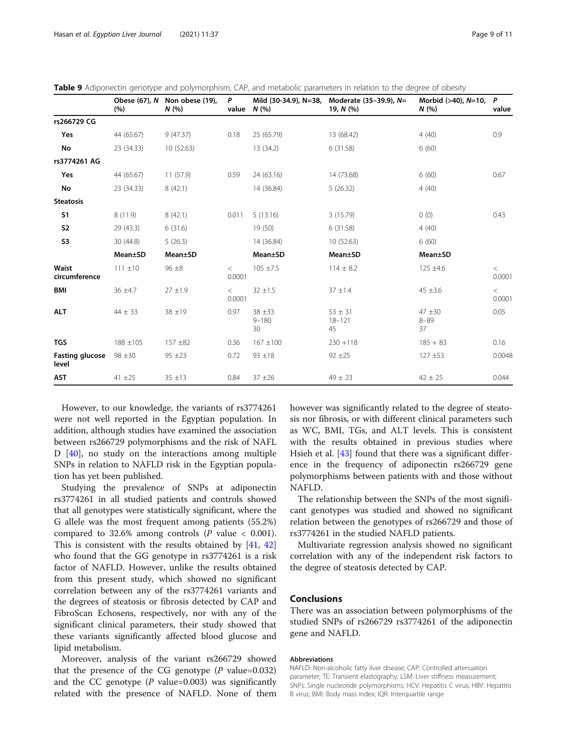**Table 9** Adiponectin genotype and polymorphism, CAP, and metabolic parameters in relation to the degree of obesity

| | Obese (67), *N* (%) | Non obese (19), *N* (%) | *P* value | Mild (30-34.9), N=38, *N* (%) | Moderate (35–39.9), *N*= 19, *N* (%) | Morbid (>40), *N*=10, *N* (%) | *P* value |
|---|---|---|---|---|---|---|---|
| **rs266729 CG** | | | | | | | |
| **Yes** | 44 (65.67) | 9 (47.37) | 0.18 | 25 (65.79) | 13 (68.42) | 4 (40) | 0.9 |
| **No** | 23 (34.33) | 10 (52.63) | | 13 (34.2) | 6 (31.58) | 6 (60) | |
| **rs3774261 AG** | | | | | | | |
| **Yes** | 44 (65.67) | 11 (57.9) | 0.59 | 24 (63.16) | 14 (73.68) | 6 (60) | 0.67 |
| **No** | 23 (34.33) | 8 (42.1) | | 14 (36.84) | 5 (26.32) | 4 (40) | |
| **Steatosis** | | | | | | | |
| **S1** | 8 (11.9) | 8 (42.1) | 0.011 | 5 (13.16) | 3 (15.79) | 0 (0) | 0.43 |
| **S2** | 29 (43.3) | 6 (31.6) | | 19 (50) | 6 (31.58) | 4 (40) | |
| **S3** | 30 (44.8) | 5 (26.3) | | 14 (36.84) | 10 (52.63) | 6 (60) | |
| | **Mean±SD** | **Mean±SD** | | **Mean±SD** | **Mean±SD** | **Mean±SD** | |
| **Waist circumference** | 111 ±10 | 96 ±8 | < 0.0001 | 105 ±7.5 | 114 ± 8.2 | 125 ±4.6 | < 0.0001 |
| **BMI** | 36 ±4.7 | 27 ±1.9 | < 0.0001 | 32 ±1.5 | 37 ±1.4 | 45 ±3.6 | < 0.0001 |
| **ALT** | 44 ± 33 | 38 ±19 | 0.97 | 38 ±33 9–180 30 | 53 ± 31 18–121 45 | 47 ±30 8–89 37 | 0.05 |
| **TGS** | 188 ±105 | 157 ±82 | 0.36 | 167 ±100 | 230 +118 | 185 + 83 | 0.16 |
| **Fasting glucose level** | 98 ±30 | 95 ±23 | 0.72 | 93 ±18 | 92 ±25 | 127 ±53 | 0.0048 |
| **AST** | 41 ±25 | 35 ±13 | 0.84 | 37 ±26 | 49 ± 23 | 42 ± 25 | 0.044 |

However, to our knowledge, the variants of rs3774261 were not well reported in the Egyptian population. In addition, although studies have examined the association between rs266729 polymorphisms and the risk of NAFLD [40], no study on the interactions among multiple SNPs in relation to NAFLD risk in the Egyptian population has yet been published.

Studying the prevalence of SNPs at adiponectin rs3774261 in all studied patients and controls showed that all genotypes were statistically significant, where the G allele was the most frequent among patients (55.2%) compared to 32.6% among controls (*P* value < 0.001). This is consistent with the results obtained by [41, 42] who found that the GG genotype in rs3774261 is a risk factor of NAFLD. However, unlike the results obtained from this present study, which showed no significant correlation between any of the rs3774261 variants and the degrees of steatosis or fibrosis detected by CAP and FibroScan Echosens, respectively, nor with any of the significant clinical parameters, their study showed that these variants significantly affected blood glucose and lipid metabolism.

Moreover, analysis of the variant rs266729 showed that the presence of the CG genotype (*P* value=0.032) and the CC genotype (*P* value=0.003) was significantly related with the presence of NAFLD. None of them however was significantly related to the degree of steatosis nor fibrosis, or with different clinical parameters such as WC, BMI, TGs, and ALT levels. This is consistent with the results obtained in previous studies where Hsieh et al. [43] found that there was a significant difference in the frequency of adiponectin rs266729 gene polymorphisms between patients with and those without NAFLD.

The relationship between the SNPs of the most significant genotypes was studied and showed no significant relation between the genotypes of rs266729 and those of rs3774261 in the studied NAFLD patients.

Multivariate regression analysis showed no significant correlation with any of the independent risk factors to the degree of steatosis detected by CAP.

## Conclusions

There was an association between polymorphisms of the studied SNPs of rs266729 rs3774261 of the adiponectin gene and NAFLD.

#### Abbreviations

NAFLD: Non-alcoholic fatty liver disease; CAP: Controlled attenuation parameter; TE: Transient elastography; LSM: Liver stiffness measurement; SNPs: Single nucleotide polymorphisms; HCV: Hepatitis C virus; HBV: Hepatitis B virus; BMI: Body mass index; IQR: Interquartile range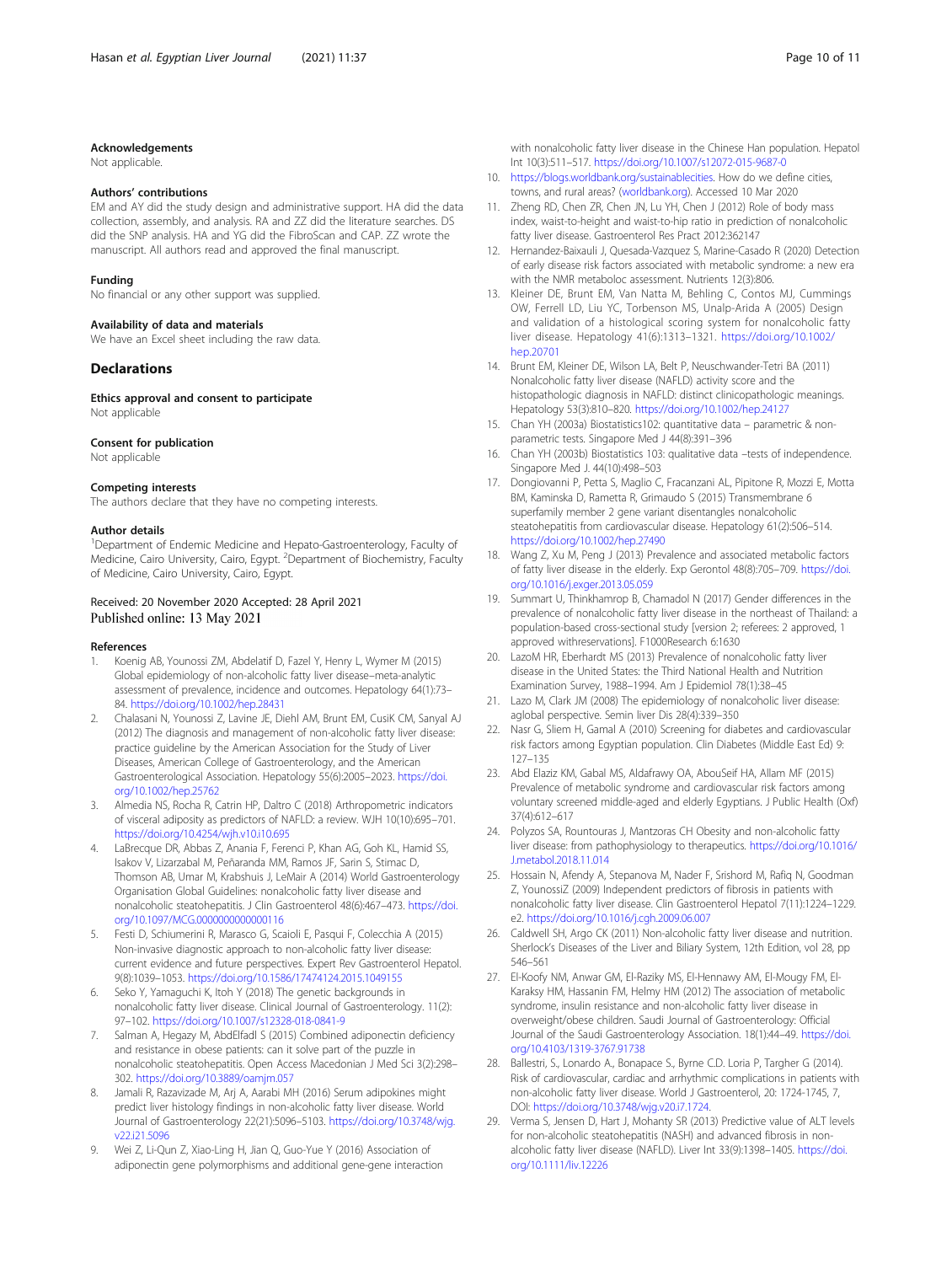### Acknowledgements

Not applicable.

### Authors' contributions

EM and AY did the study design and administrative support. HA did the data collection, assembly, and analysis. RA and ZZ did the literature searches. DS did the SNP analysis. HA and YG did the FibroScan and CAP. ZZ wrote the manuscript. All authors read and approved the final manuscript.

### Funding

No financial or any other support was supplied.

### Availability of data and materials

We have an Excel sheet including the raw data.

## Declarations

### Ethics approval and consent to participate

Not applicable

### Consent for publication

Not applicable

### Competing interests

The authors declare that they have no competing interests.

### Author details

[1]Department of Endemic Medicine and Hepato-Gastroenterology, Faculty of Medicine, Cairo University, Cairo, Egypt. [2]Department of Biochemistry, Faculty of Medicine, Cairo University, Cairo, Egypt.

Received: 20 November 2020 Accepted: 28 April 2021
Published online: 13 May 2021

### References

1. Koenig AB, Younossi ZM, Abdelatif D, Fazel Y, Henry L, Wymer M (2015) Global epidemiology of non-alcoholic fatty liver disease–meta-analytic assessment of prevalence, incidence and outcomes. Hepatology 64(1):73–84. https://doi.org/10.1002/hep.28431
2. Chalasani N, Younossi Z, Lavine JE, Diehl AM, Brunt EM, CusiK CM, Sanyal AJ (2012) The diagnosis and management of non-alcoholic fatty liver disease: practice guideline by the American Association for the Study of Liver Diseases, American College of Gastroenterology, and the American Gastroenterological Association. Hepatology 55(6):2005–2023. https://doi.org/10.1002/hep.25762
3. Almedia NS, Rocha R, Catrin HP, Daltro C (2018) Arthropometric indicators of visceral adiposity as predictors of NAFLD: a review. WJH 10(10):695–701. https://doi.org/10.4254/wjh.v10.i10.695
4. LaBrecque DR, Abbas Z, Anania F, Ferenci P, Khan AG, Goh KL, Hamid SS, Isakov V, Lizarzabal M, Peñaranda MM, Ramos JF, Sarin S, Stimac D, Thomson AB, Umar M, Krabshuis J, LeMair A (2014) World Gastroenterology Organisation Global Guidelines: nonalcoholic fatty liver disease and nonalcoholic steatohepatitis. J Clin Gastroenterol 48(6):467–473. https://doi.org/10.1097/MCG.0000000000000116
5. Festi D, Schiumerini R, Marasco G, Scaioli E, Pasqui F, Colecchia A (2015) Non-invasive diagnostic approach to non-alcoholic fatty liver disease: current evidence and future perspectives. Expert Rev Gastroenterol Hepatol. 9(8):1039–1053. https://doi.org/10.1586/17474124.2015.1049155
6. Seko Y, Yamaguchi K, Itoh Y (2018) The genetic backgrounds in nonalcoholic fatty liver disease. Clinical Journal of Gastroenterology. 11(2): 97–102. https://doi.org/10.1007/s12328-018-0841-9
7. Salman A, Hegazy M, AbdElfadl S (2015) Combined adiponectin deficiency and resistance in obese patients: can it solve part of the puzzle in nonalcoholic steatohepatitis. Open Access Macedonian J Med Sci 3(2):298–302. https://doi.org/10.3889/oamjm.057
8. Jamali R, Razavizade M, Arj A, Aarabi MH (2016) Serum adipokines might predict liver histology findings in non-alcoholic fatty liver disease. World Journal of Gastroenterology 22(21):5096–5103. https://doi.org/10.3748/wjg.v22.i21.5096
9. Wei Z, Li-Qun Z, Xiao-Ling H, Jian Q, Guo-Yue Y (2016) Association of adiponectin gene polymorphisms and additional gene-gene interaction with nonalcoholic fatty liver disease in the Chinese Han population. Hepatol Int 10(3):511–517. https://doi.org/10.1007/s12072-015-9687-0
10. https://blogs.worldbank.org/sustainablecities. How do we define cities, towns, and rural areas? (worldbank.org). Accessed 10 Mar 2020
11. Zheng RD, Chen ZR, Chen JN, Lu YH, Chen J (2012) Role of body mass index, waist-to-height and waist-to-hip ratio in prediction of nonalcoholic fatty liver disease. Gastroenterol Res Pract 2012:362147
12. Hernandez-Baixauli J, Quesada-Vazquez S, Marine-Casado R (2020) Detection of early disease risk factors associated with metabolic syndrome: a new era with the NMR metaboloc assessment. Nutrients 12(3):806.
13. Kleiner DE, Brunt EM, Van Natta M, Behling C, Contos MJ, Cummings OW, Ferrell LD, Liu YC, Torbenson MS, Unalp-Arida A (2005) Design and validation of a histological scoring system for nonalcoholic fatty liver disease. Hepatology 41(6):1313–1321. https://doi.org/10.1002/hep.20701
14. Brunt EM, Kleiner DE, Wilson LA, Belt P, Neuschwander-Tetri BA (2011) Nonalcoholic fatty liver disease (NAFLD) activity score and the histopathologic diagnosis in NAFLD: distinct clinicopathologic meanings. Hepatology 53(3):810–820. https://doi.org/10.1002/hep.24127
15. Chan YH (2003a) Biostatistics102: quantitative data – parametric & non-parametric tests. Singapore Med J 44(8):391–396
16. Chan YH (2003b) Biostatistics 103: qualitative data –tests of independence. Singapore Med J. 44(10):498–503
17. Dongiovanni P, Petta S, Maglio C, Fracanzani AL, Pipitone R, Mozzi E, Motta BM, Kaminska D, Rametta R, Grimaudo S (2015) Transmembrane 6 superfamily member 2 gene variant disentangles nonalcoholic steatohepatitis from cardiovascular disease. Hepatology 61(2):506–514. https://doi.org/10.1002/hep.27490
18. Wang Z, Xu M, Peng J (2013) Prevalence and associated metabolic factors of fatty liver disease in the elderly. Exp Gerontol 48(8):705–709. https://doi.org/10.1016/j.exger.2013.05.059
19. Summart U, Thinkhamrop B, Chamadol N (2017) Gender differences in the prevalence of nonalcoholic fatty liver disease in the northeast of Thailand: a population-based cross-sectional study [version 2; referees: 2 approved, 1 approved withreservations]. F1000Research 6:1630
20. LazoM HR, Eberhardt MS (2013) Prevalence of nonalcoholic fatty liver disease in the United States: the Third National Health and Nutrition Examination Survey, 1988–1994. Am J Epidemiol 78(1):38–45
21. Lazo M, Clark JM (2008) The epidemiology of nonalcoholic liver disease: aglobal perspective. Semin liver Dis 28(4):339–350
22. Nasr G, Sliem H, Gamal A (2010) Screening for diabetes and cardiovascular risk factors among Egyptian population. Clin Diabetes (Middle East Ed) 9: 127–135
23. Abd Elaziz KM, Gabal MS, Aldafrawy OA, AbouSeif HA, Allam MF (2015) Prevalence of metabolic syndrome and cardiovascular risk factors among voluntary screened middle-aged and elderly Egyptians. J Public Health (Oxf) 37(4):612–617
24. Polyzos SA, Rountouras J, Mantzoras CH Obesity and non-alcoholic fatty liver disease: from pathophysiology to therapeutics. https://doi.org/10.1016/J.metabol.2018.11.014
25. Hossain N, Afendy A, Stepanova M, Nader F, Srishord M, Rafiq N, Goodman Z, YounossiZ (2009) Independent predictors of fibrosis in patients with nonalcoholic fatty liver disease. Clin Gastroenterol Hepatol 7(11):1224–1229. e2. https://doi.org/10.1016/j.cgh.2009.06.007
26. Caldwell SH, Argo CK (2011) Non-alcoholic fatty liver disease and nutrition. Sherlock's Diseases of the Liver and Biliary System, 12th Edition, vol 28, pp 546–561
27. El-Koofy NM, Anwar GM, El-Raziky MS, El-Hennawy AM, El-Mougy FM, El-Karaksy HM, Hassanin FM, Helmy HM (2012) The association of metabolic syndrome, insulin resistance and non-alcoholic fatty liver disease in overweight/obese children. Saudi Journal of Gastroenterology: Official Journal of the Saudi Gastroenterology Association. 18(1):44–49. https://doi.org/10.4103/1319-3767.91738
28. Ballestri, S., Lonardo A., Bonapace S., Byrne C.D. Loria P, Targher G (2014). Risk of cardiovascular, cardiac and arrhythmic complications in patients with non-alcoholic fatty liver disease. World J Gastroenterol, 20: 1724-1745, 7, DOI: https://doi.org/10.3748/wjg.v20.i7.1724.
29. Verma S, Jensen D, Hart J, Mohanty SR (2013) Predictive value of ALT levels for non-alcoholic steatohepatitis (NASH) and advanced fibrosis in non-alcoholic fatty liver disease (NAFLD). Liver Int 33(9):1398–1405. https://doi.org/10.1111/liv.12226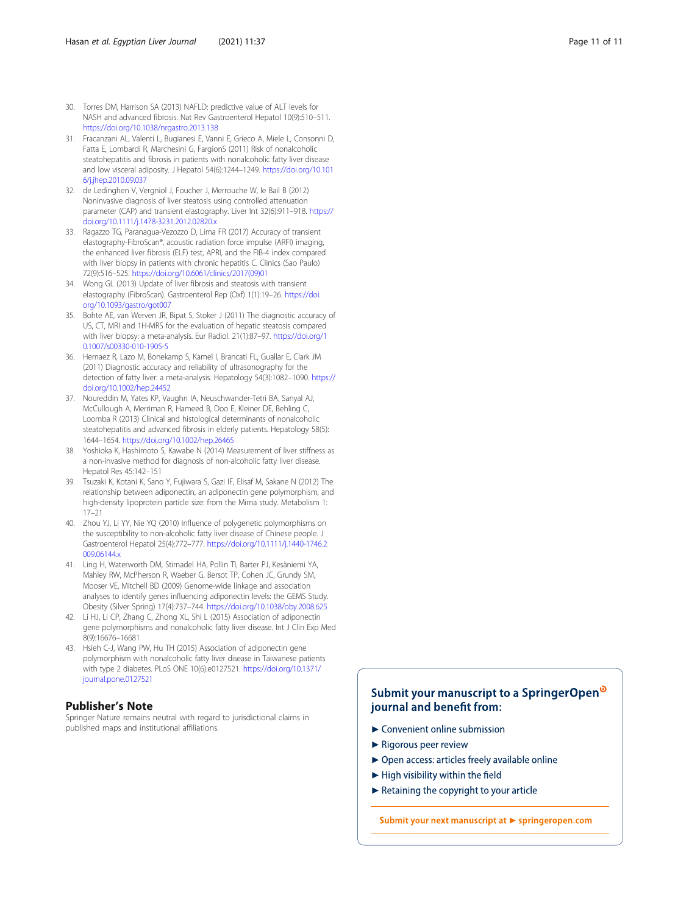30. Torres DM, Harrison SA (2013) NAFLD: predictive value of ALT levels for NASH and advanced fibrosis. Nat Rev Gastroenterol Hepatol 10(9):510–511. https://doi.org/10.1038/nrgastro.2013.138
31. Fracanzani AL, Valenti L, Bugianesi E, Vanni E, Grieco A, Miele L, Consonni D, Fatta E, Lombardi R, Marchesini G, FargionS (2011) Risk of nonalcoholic steatohepatitis and fibrosis in patients with nonalcoholic fatty liver disease and low visceral adiposity. J Hepatol 54(6):1244–1249. https://doi.org/10.1016/j.jhep.2010.09.037
32. de Ledinghen V, Vergniol J, Foucher J, Merrouche W, le Bail B (2012) Noninvasive diagnosis of liver steatosis using controlled attenuation parameter (CAP) and transient elastography. Liver Int 32(6):911–918. https://doi.org/10.1111/j.1478-3231.2012.02820.x
33. Ragazzo TG, Paranagua-Vezozzo D, Lima FR (2017) Accuracy of transient elastography-FibroScan®, acoustic radiation force impulse (ARFI) imaging, the enhanced liver fibrosis (ELF) test, APRI, and the FIB-4 index compared with liver biopsy in patients with chronic hepatitis C. Clinics (Sao Paulo) 72(9):516–525. https://doi.org/10.6061/clinics/2017(09)01
34. Wong GL (2013) Update of liver fibrosis and steatosis with transient elastography (FibroScan). Gastroenterol Rep (Oxf) 1(1):19–26. https://doi.org/10.1093/gastro/got007
35. Bohte AE, van Werven JR, Bipat S, Stoker J (2011) The diagnostic accuracy of US, CT, MRI and 1H-MRS for the evaluation of hepatic steatosis compared with liver biopsy: a meta-analysis. Eur Radiol. 21(1):87–97. https://doi.org/10.1007/s00330-010-1905-5
36. Hernaez R, Lazo M, Bonekamp S, Kamel I, Brancati FL, Guallar E, Clark JM (2011) Diagnostic accuracy and reliability of ultrasonography for the detection of fatty liver: a meta-analysis. Hepatology 54(3):1082–1090. https://doi.org/10.1002/hep.24452
37. Noureddin M, Yates KP, Vaughn IA, Neuschwander-Tetri BA, Sanyal AJ, McCullough A, Merriman R, Hameed B, Doo E, Kleiner DE, Behling C, Loomba R (2013) Clinical and histological determinants of nonalcoholic steatohepatitis and advanced fibrosis in elderly patients. Hepatology 58(5): 1644–1654. https://doi.org/10.1002/hep.26465
38. Yoshioka K, Hashimoto S, Kawabe N (2014) Measurement of liver stiffness as a non-invasive method for diagnosis of non-alcoholic fatty liver disease. Hepatol Res 45:142–151
39. Tsuzaki K, Kotani K, Sano Y, Fujiwara S, Gazi IF, Elisaf M, Sakane N (2012) The relationship between adiponectin, an adiponectin gene polymorphism, and high-density lipoprotein particle size: from the Mima study. Metabolism 1: 17–21
40. Zhou YJ, Li YY, Nie YQ (2010) Influence of polygenetic polymorphisms on the susceptibility to non-alcoholic fatty liver disease of Chinese people. J Gastroenterol Hepatol 25(4):772–777. https://doi.org/10.1111/j.1440-1746.2009.06144.x
41. Ling H, Waterworth DM, Stirnadel HA, Pollin TI, Barter PJ, Kesäniemi YA, Mahley RW, McPherson R, Waeber G, Bersot TP, Cohen JC, Grundy SM, Mooser VE, Mitchell BD (2009) Genome-wide linkage and association analyses to identify genes influencing adiponectin levels: the GEMS Study. Obesity (Silver Spring) 17(4):737–744. https://doi.org/10.1038/oby.2008.625
42. Li HJ, Li CP, Zhang C, Zhong XL, Shi L (2015) Association of adiponectin gene polymorphisms and nonalcoholic fatty liver disease. Int J Clin Exp Med 8(9):16676–16681
43. Hsieh C-J, Wang PW, Hu TH (2015) Association of adiponectin gene polymorphism with nonalcoholic fatty liver disease in Taiwanese patients with type 2 diabetes. PLoS ONE 10(6):e0127521. https://doi.org/10.1371/journal.pone.0127521

## Publisher's Note

Springer Nature remains neutral with regard to jurisdictional claims in published maps and institutional affiliations.

**Submit your manuscript to a SpringerOpen journal and benefit from:**

- Convenient online submission
- Rigorous peer review
- Open access: articles freely available online
- High visibility within the field
- Retaining the copyright to your article

Submit your next manuscript at ► springeropen.com